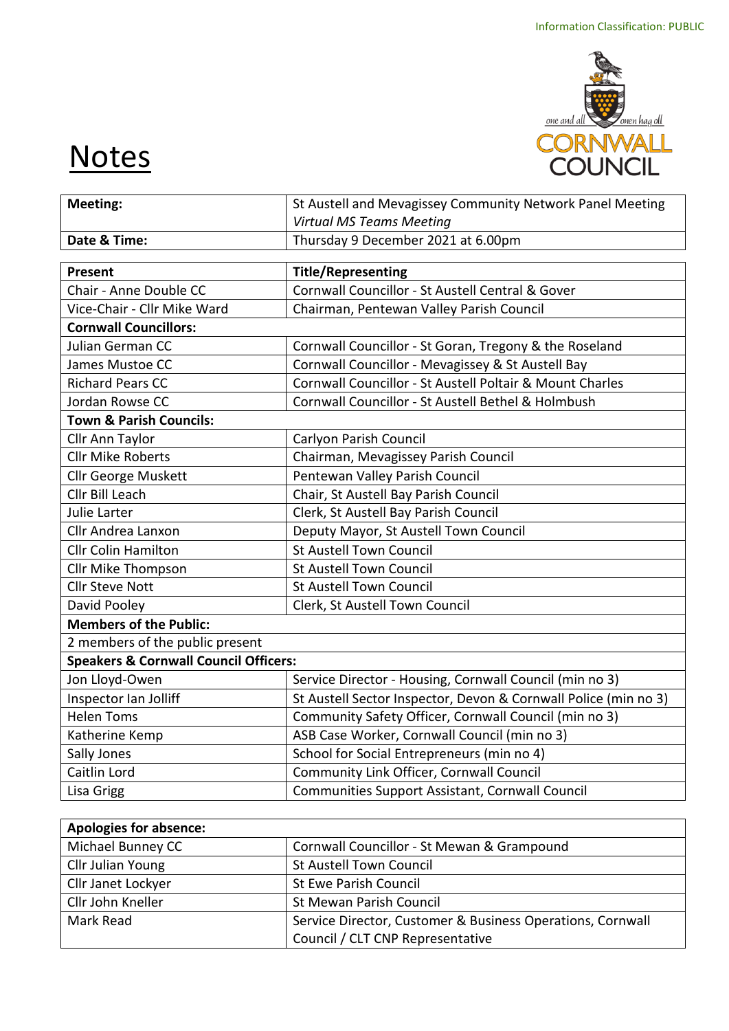Information Classification: PUBLIC

# Notes

| Meeting: | St Austell and Mevagissey Community Network Panel Meeting *Virtual MS Teams Meeting* |
|---|---|
| **Date & Time:** | Thursday 9 December 2021 at 6.00pm |

| Present | Title/Representing |
|---|---|
| Chair - Anne Double CC | Cornwall Councillor - St Austell Central & Gover |
| Vice-Chair - Cllr Mike Ward | Chairman, Pentewan Valley Parish Council |
| **Cornwall Councillors:** | |
| Julian German CC | Cornwall Councillor - St Goran, Tregony & the Roseland |
| James Mustoe CC | Cornwall Councillor - Mevagissey & St Austell Bay |
| Richard Pears CC | Cornwall Councillor - St Austell Poltair & Mount Charles |
| Jordan Rowse CC | Cornwall Councillor - St Austell Bethel & Holmbush |
| **Town & Parish Councils:** | |
| Cllr Ann Taylor | Carlyon Parish Council |
| Cllr Mike Roberts | Chairman, Mevagissey Parish Council |
| Cllr George Muskett | Pentewan Valley Parish Council |
| Cllr Bill Leach | Chair, St Austell Bay Parish Council |
| Julie Larter | Clerk, St Austell Bay Parish Council |
| Cllr Andrea Lanxon | Deputy Mayor, St Austell Town Council |
| Cllr Colin Hamilton | St Austell Town Council |
| Cllr Mike Thompson | St Austell Town Council |
| Cllr Steve Nott | St Austell Town Council |
| David Pooley | Clerk, St Austell Town Council |
| **Members of the Public:** | |
| 2 members of the public present | |
| **Speakers & Cornwall Council Officers:** | |
| Jon Lloyd-Owen | Service Director - Housing, Cornwall Council (min no 3) |
| Inspector Ian Jolliff | St Austell Sector Inspector, Devon & Cornwall Police (min no 3) |
| Helen Toms | Community Safety Officer, Cornwall Council (min no 3) |
| Katherine Kemp | ASB Case Worker, Cornwall Council (min no 3) |
| Sally Jones | School for Social Entrepreneurs (min no 4) |
| Caitlin Lord | Community Link Officer, Cornwall Council |
| Lisa Grigg | Communities Support Assistant, Cornwall Council |

| Apologies for absence: | |
|---|---|
| Michael Bunney CC | Cornwall Councillor - St Mewan & Grampound |
| Cllr Julian Young | St Austell Town Council |
| Cllr Janet Lockyer | St Ewe Parish Council |
| Cllr John Kneller | St Mewan Parish Council |
| Mark Read | Service Director, Customer & Business Operations, Cornwall Council / CLT CNP Representative |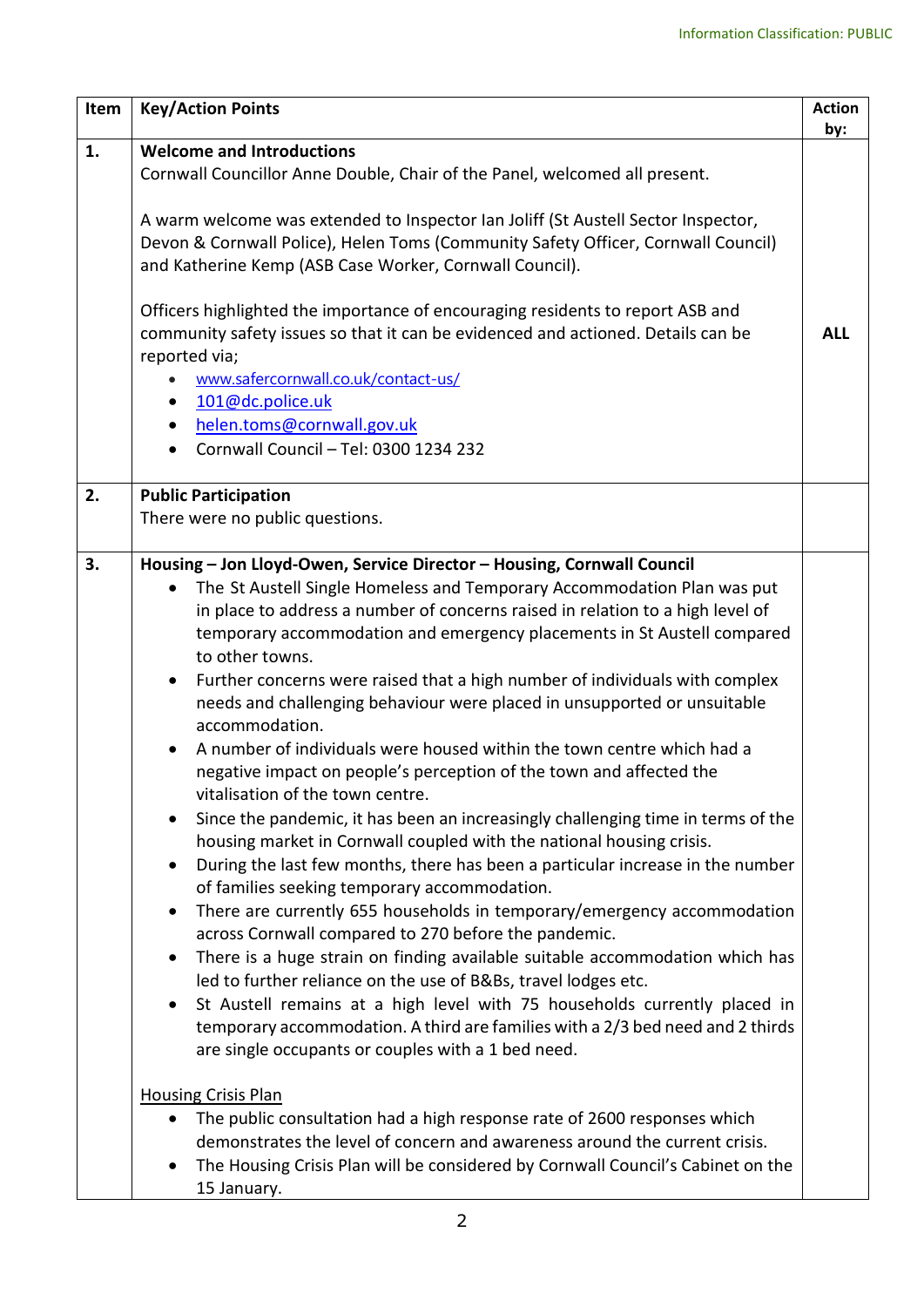| Item | Key/Action Points | Action by: |
|---|---|---|
| 1. | **Welcome and Introductions**<br>Cornwall Councillor Anne Double, Chair of the Panel, welcomed all present.<br><br>A warm welcome was extended to Inspector Ian Joliff (St Austell Sector Inspector, Devon & Cornwall Police), Helen Toms (Community Safety Officer, Cornwall Council) and Katherine Kemp (ASB Case Worker, Cornwall Council).<br><br>Officers highlighted the importance of encouraging residents to report ASB and community safety issues so that it can be evidenced and actioned. Details can be reported via;<br>• www.safercornwall.co.uk/contact-us/<br>• 101@dc.police.uk<br>• helen.toms@cornwall.gov.uk<br>• Cornwall Council – Tel: 0300 1234 232 | **ALL** |
| 2. | **Public Participation**<br>There were no public questions. | |
| 3. | **Housing – Jon Lloyd-Owen, Service Director – Housing, Cornwall Council**<br>• The St Austell Single Homeless and Temporary Accommodation Plan was put in place to address a number of concerns raised in relation to a high level of temporary accommodation and emergency placements in St Austell compared to other towns.<br>• Further concerns were raised that a high number of individuals with complex needs and challenging behaviour were placed in unsupported or unsuitable accommodation.<br>• A number of individuals were housed within the town centre which had a negative impact on people's perception of the town and affected the vitalisation of the town centre.<br>• Since the pandemic, it has been an increasingly challenging time in terms of the housing market in Cornwall coupled with the national housing crisis.<br>• During the last few months, there has been a particular increase in the number of families seeking temporary accommodation.<br>• There are currently 655 households in temporary/emergency accommodation across Cornwall compared to 270 before the pandemic.<br>• There is a huge strain on finding available suitable accommodation which has led to further reliance on the use of B&Bs, travel lodges etc.<br>• St Austell remains at a high level with 75 households currently placed in temporary accommodation. A third are families with a 2/3 bed need and 2 thirds are single occupants or couples with a 1 bed need.<br><br>Housing Crisis Plan<br>• The public consultation had a high response rate of 2600 responses which demonstrates the level of concern and awareness around the current crisis.<br>• The Housing Crisis Plan will be considered by Cornwall Council's Cabinet on the 15 January. | |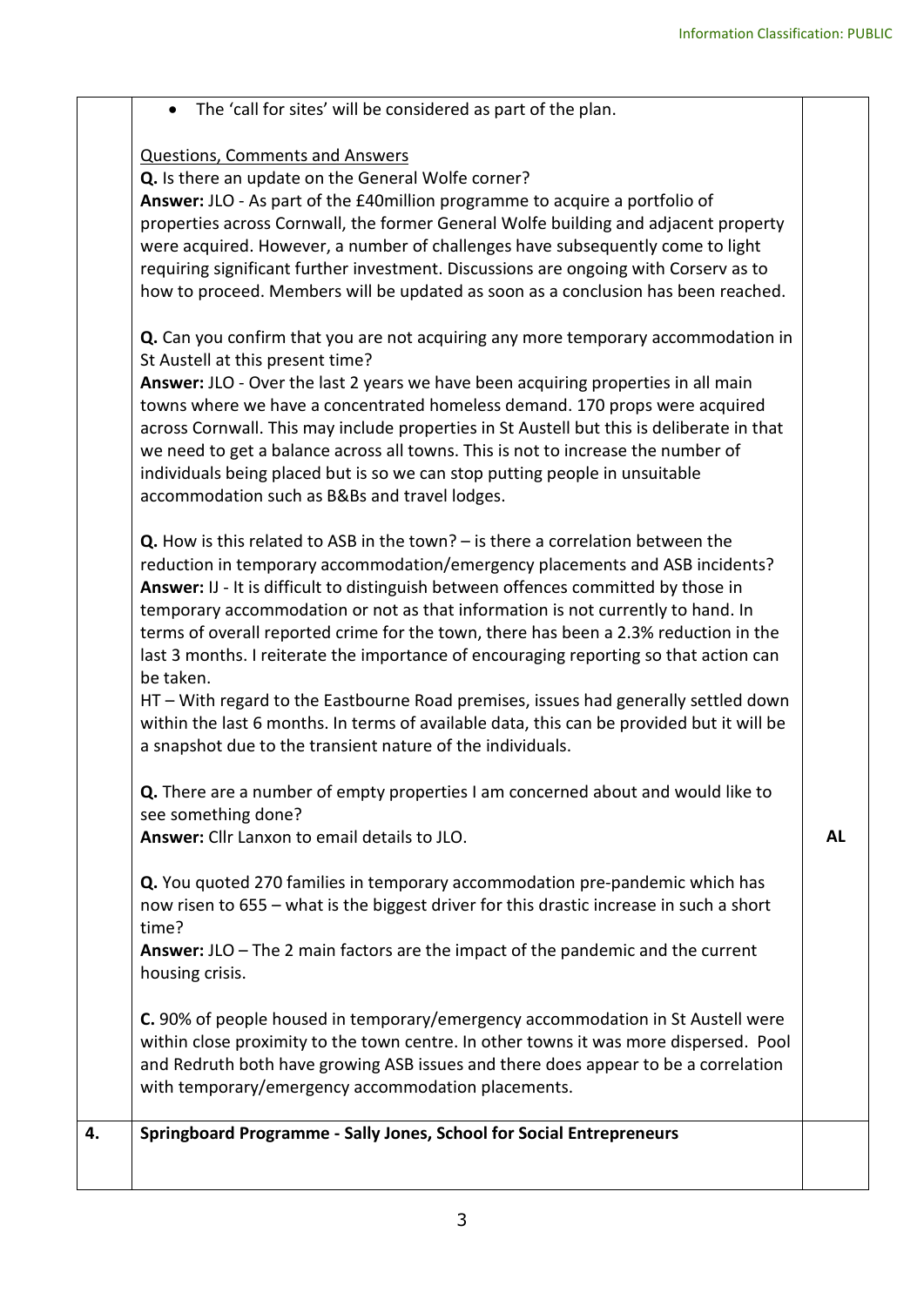| | | |
|---|---|---|
| | • The 'call for sites' will be considered as part of the plan.<br><br>Questions, Comments and Answers<br>**Q.** Is there an update on the General Wolfe corner?<br>**Answer:** JLO - As part of the £40million programme to acquire a portfolio of properties across Cornwall, the former General Wolfe building and adjacent property were acquired. However, a number of challenges have subsequently come to light requiring significant further investment. Discussions are ongoing with Corserv as to how to proceed. Members will be updated as soon as a conclusion has been reached.<br><br>**Q.** Can you confirm that you are not acquiring any more temporary accommodation in St Austell at this present time?<br>**Answer:** JLO - Over the last 2 years we have been acquiring properties in all main towns where we have a concentrated homeless demand. 170 props were acquired across Cornwall. This may include properties in St Austell but this is deliberate in that we need to get a balance across all towns. This is not to increase the number of individuals being placed but is so we can stop putting people in unsuitable accommodation such as B&Bs and travel lodges.<br><br>**Q.** How is this related to ASB in the town? – is there a correlation between the reduction in temporary accommodation/emergency placements and ASB incidents?<br>**Answer:** IJ - It is difficult to distinguish between offences committed by those in temporary accommodation or not as that information is not currently to hand. In terms of overall reported crime for the town, there has been a 2.3% reduction in the last 3 months. I reiterate the importance of encouraging reporting so that action can be taken.<br>HT – With regard to the Eastbourne Road premises, issues had generally settled down within the last 6 months. In terms of available data, this can be provided but it will be a snapshot due to the transient nature of the individuals.<br><br>**Q.** There are a number of empty properties I am concerned about and would like to see something done?<br>**Answer:** Cllr Lanxon to email details to JLO.<br><br>**Q.** You quoted 270 families in temporary accommodation pre-pandemic which has now risen to 655 – what is the biggest driver for this drastic increase in such a short time?<br>**Answer:** JLO – The 2 main factors are the impact of the pandemic and the current housing crisis.<br><br>**C.** 90% of people housed in temporary/emergency accommodation in St Austell were within close proximity to the town centre. In other towns it was more dispersed. Pool and Redruth both have growing ASB issues and there does appear to be a correlation with temporary/emergency accommodation placements. | **AL** |
| **4.** | **Springboard Programme - Sally Jones, School for Social Entrepreneurs** | |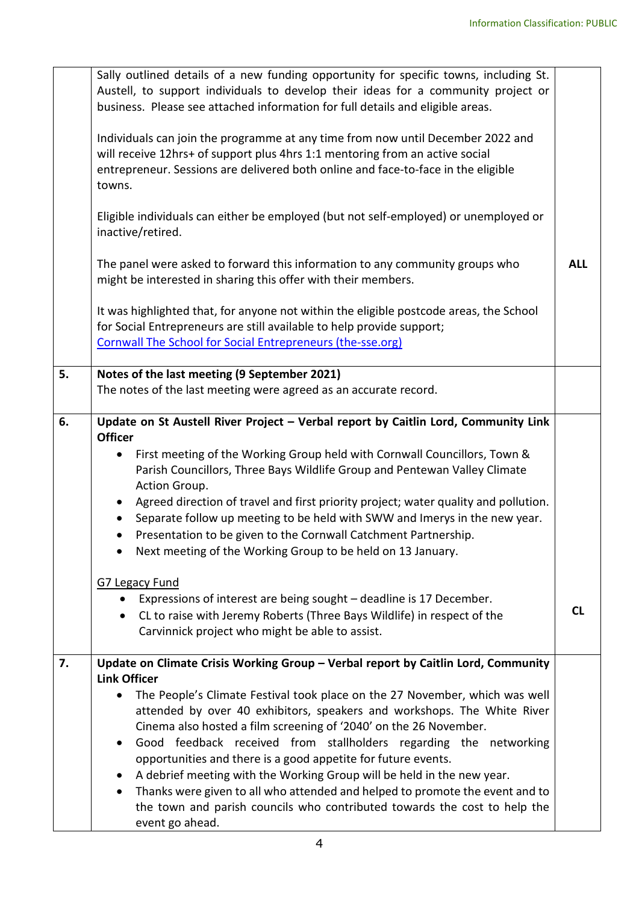Information Classification: PUBLIC

| | | |
|---|---|---|
| | Sally outlined details of a new funding opportunity for specific towns, including St. Austell, to support individuals to develop their ideas for a community project or business. Please see attached information for full details and eligible areas.<br><br>Individuals can join the programme at any time from now until December 2022 and will receive 12hrs+ of support plus 4hrs 1:1 mentoring from an active social entrepreneur. Sessions are delivered both online and face-to-face in the eligible towns.<br><br>Eligible individuals can either be employed (but not self-employed) or unemployed or inactive/retired.<br><br>The panel were asked to forward this information to any community groups who might be interested in sharing this offer with their members.<br><br>It was highlighted that, for anyone not within the eligible postcode areas, the School for Social Entrepreneurs are still available to help provide support; [Cornwall The School for Social Entrepreneurs (the-sse.org)](the-sse.org) | **ALL** |
| **5.** | **Notes of the last meeting (9 September 2021)**<br>The notes of the last meeting were agreed as an accurate record. | |
| **6.** | **Update on St Austell River Project – Verbal report by Caitlin Lord, Community Link Officer**<br>• First meeting of the Working Group held with Cornwall Councillors, Town & Parish Councillors, Three Bays Wildlife Group and Pentewan Valley Climate Action Group.<br>• Agreed direction of travel and first priority project; water quality and pollution.<br>• Separate follow up meeting to be held with SWW and Imerys in the new year.<br>• Presentation to be given to the Cornwall Catchment Partnership.<br>• Next meeting of the Working Group to be held on 13 January.<br><br><u>G7 Legacy Fund</u><br>• Expressions of interest are being sought – deadline is 17 December.<br>• CL to raise with Jeremy Roberts (Three Bays Wildlife) in respect of the Carvinnick project who might be able to assist. | **CL** |
| **7.** | **Update on Climate Crisis Working Group – Verbal report by Caitlin Lord, Community Link Officer**<br>• The People's Climate Festival took place on the 27 November, which was well attended by over 40 exhibitors, speakers and workshops. The White River Cinema also hosted a film screening of '2040' on the 26 November.<br>• Good feedback received from stallholders regarding the networking opportunities and there is a good appetite for future events.<br>• A debrief meeting with the Working Group will be held in the new year.<br>• Thanks were given to all who attended and helped to promote the event and to the town and parish councils who contributed towards the cost to help the event go ahead. | |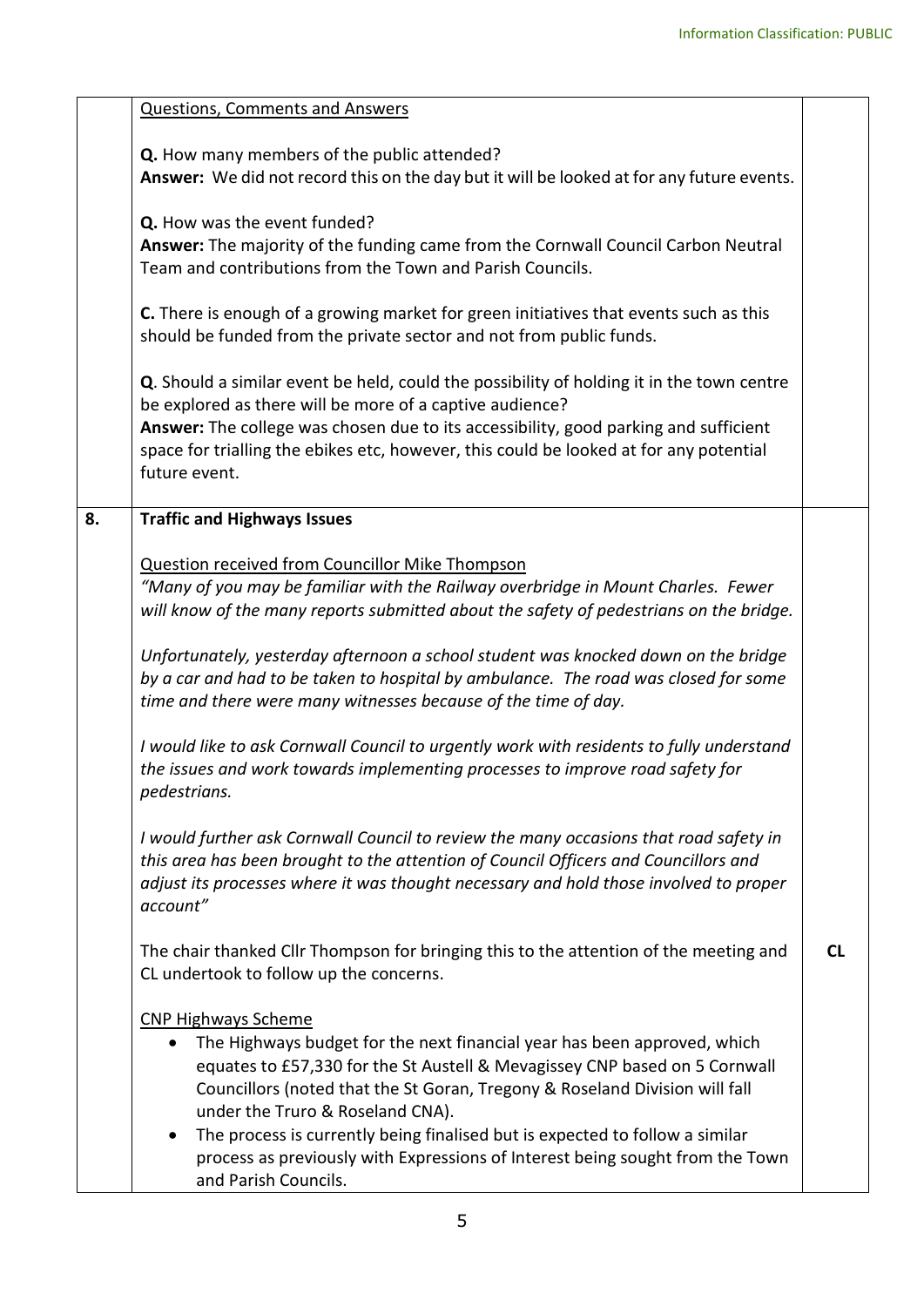| | | |
|---|---|---|
| | Questions, Comments and Answers<br><br>**Q.** How many members of the public attended?<br>**Answer:** We did not record this on the day but it will be looked at for any future events.<br><br>**Q.** How was the event funded?<br>**Answer:** The majority of the funding came from the Cornwall Council Carbon Neutral Team and contributions from the Town and Parish Councils.<br><br>**C.** There is enough of a growing market for green initiatives that events such as this should be funded from the private sector and not from public funds.<br><br>**Q**. Should a similar event be held, could the possibility of holding it in the town centre be explored as there will be more of a captive audience?<br>**Answer:** The college was chosen due to its accessibility, good parking and sufficient space for trialling the ebikes etc, however, this could be looked at for any potential future event. | |
| **8.** | **Traffic and Highways Issues**<br><br>Question received from Councillor Mike Thompson<br>*"Many of you may be familiar with the Railway overbridge in Mount Charles. Fewer will know of the many reports submitted about the safety of pedestrians on the bridge.*<br><br>*Unfortunately, yesterday afternoon a school student was knocked down on the bridge by a car and had to be taken to hospital by ambulance. The road was closed for some time and there were many witnesses because of the time of day.*<br><br>*I would like to ask Cornwall Council to urgently work with residents to fully understand the issues and work towards implementing processes to improve road safety for pedestrians.*<br><br>*I would further ask Cornwall Council to review the many occasions that road safety in this area has been brought to the attention of Council Officers and Councillors and adjust its processes where it was thought necessary and hold those involved to proper account"*<br><br>The chair thanked Cllr Thompson for bringing this to the attention of the meeting and CL undertook to follow up the concerns.<br><br>CNP Highways Scheme<br>• The Highways budget for the next financial year has been approved, which equates to £57,330 for the St Austell & Mevagissey CNP based on 5 Cornwall Councillors (noted that the St Goran, Tregony & Roseland Division will fall under the Truro & Roseland CNA).<br>• The process is currently being finalised but is expected to follow a similar process as previously with Expressions of Interest being sought from the Town and Parish Councils. | **CL** |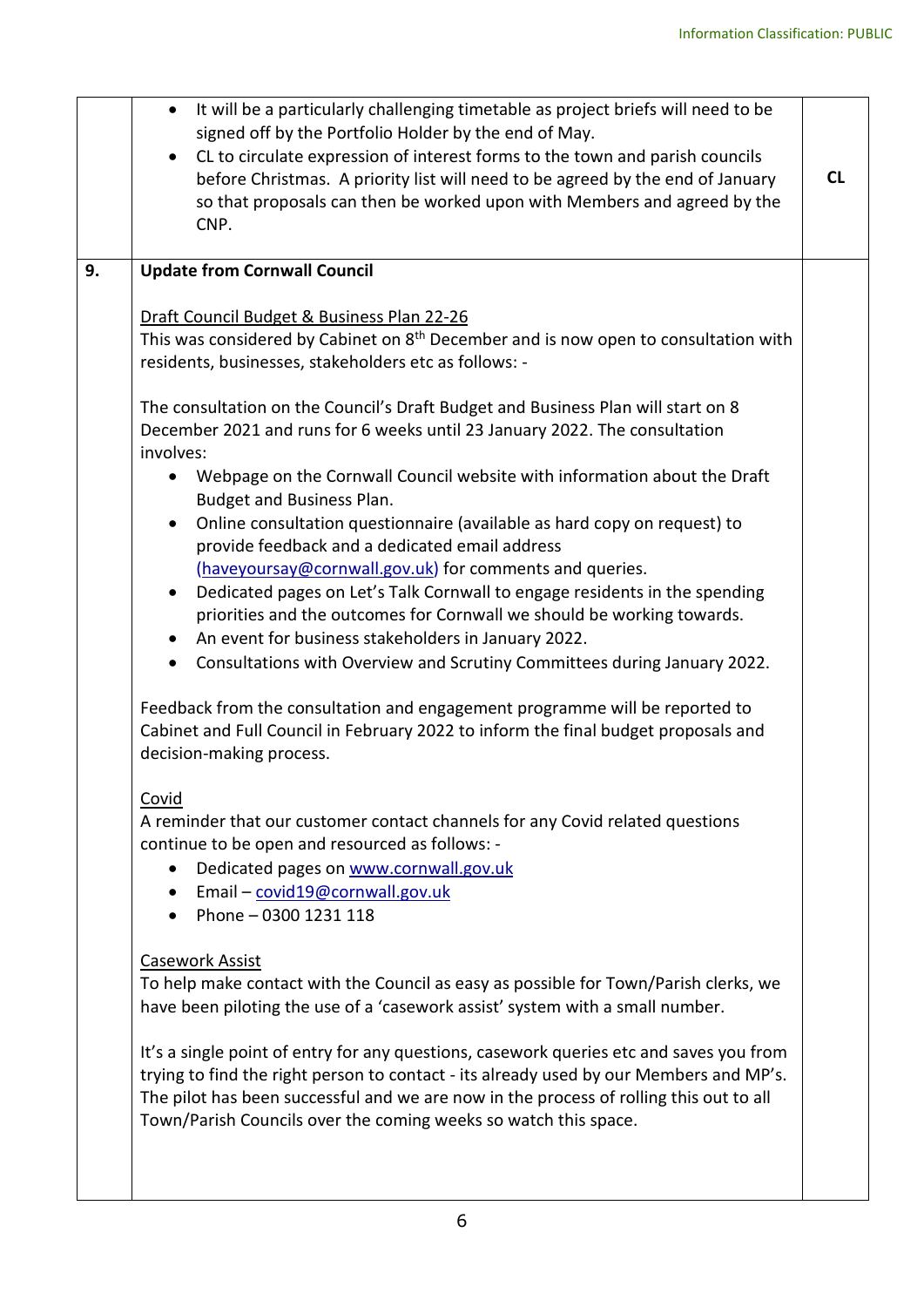| | | |
|---|---|---|
| | • It will be a particularly challenging timetable as project briefs will need to be signed off by the Portfolio Holder by the end of May.<br>• CL to circulate expression of interest forms to the town and parish councils before Christmas. A priority list will need to be agreed by the end of January so that proposals can then be worked upon with Members and agreed by the CNP. | **CL** |
| **9.** | **Update from Cornwall Council**<br><br>Draft Council Budget & Business Plan 22-26<br>This was considered by Cabinet on 8th December and is now open to consultation with residents, businesses, stakeholders etc as follows: -<br><br>The consultation on the Council's Draft Budget and Business Plan will start on 8 December 2021 and runs for 6 weeks until 23 January 2022. The consultation involves:<br>• Webpage on the Cornwall Council website with information about the Draft Budget and Business Plan.<br>• Online consultation questionnaire (available as hard copy on request) to provide feedback and a dedicated email address (haveyoursay@cornwall.gov.uk) for comments and queries.<br>• Dedicated pages on Let's Talk Cornwall to engage residents in the spending priorities and the outcomes for Cornwall we should be working towards.<br>• An event for business stakeholders in January 2022.<br>• Consultations with Overview and Scrutiny Committees during January 2022.<br><br>Feedback from the consultation and engagement programme will be reported to Cabinet and Full Council in February 2022 to inform the final budget proposals and decision-making process.<br><br>Covid<br>A reminder that our customer contact channels for any Covid related questions continue to be open and resourced as follows: -<br>• Dedicated pages on www.cornwall.gov.uk<br>• Email – covid19@cornwall.gov.uk<br>• Phone – 0300 1231 118<br><br>Casework Assist<br>To help make contact with the Council as easy as possible for Town/Parish clerks, we have been piloting the use of a 'casework assist' system with a small number.<br><br>It's a single point of entry for any questions, casework queries etc and saves you from trying to find the right person to contact - its already used by our Members and MP's. The pilot has been successful and we are now in the process of rolling this out to all Town/Parish Councils over the coming weeks so watch this space. | |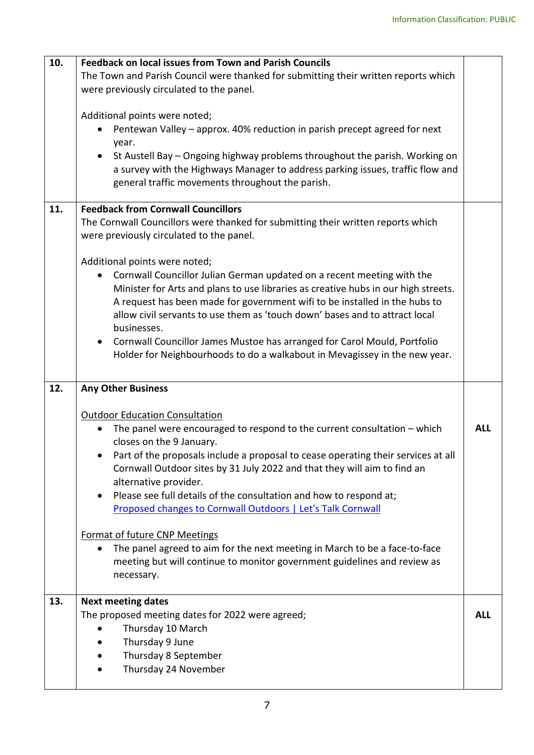Information Classification: PUBLIC

| | | |
|---|---|---|
| **10.** | **Feedback on local issues from Town and Parish Councils**<br>The Town and Parish Council were thanked for submitting their written reports which were previously circulated to the panel.<br><br>Additional points were noted;<br>• Pentewan Valley – approx. 40% reduction in parish precept agreed for next year.<br>• St Austell Bay – Ongoing highway problems throughout the parish. Working on a survey with the Highways Manager to address parking issues, traffic flow and general traffic movements throughout the parish. | |
| **11.** | **Feedback from Cornwall Councillors**<br>The Cornwall Councillors were thanked for submitting their written reports which were previously circulated to the panel.<br><br>Additional points were noted;<br>• Cornwall Councillor Julian German updated on a recent meeting with the Minister for Arts and plans to use libraries as creative hubs in our high streets. A request has been made for government wifi to be installed in the hubs to allow civil servants to use them as 'touch down' bases and to attract local businesses.<br>• Cornwall Councillor James Mustoe has arranged for Carol Mould, Portfolio Holder for Neighbourhoods to do a walkabout in Mevagissey in the new year. | |
| **12.** | **Any Other Business**<br><br>Outdoor Education Consultation<br>• The panel were encouraged to respond to the current consultation – which closes on the 9 January.<br>• Part of the proposals include a proposal to cease operating their services at all Cornwall Outdoor sites by 31 July 2022 and that they will aim to find an alternative provider.<br>• Please see full details of the consultation and how to respond at; Proposed changes to Cornwall Outdoors \| Let's Talk Cornwall<br><br>Format of future CNP Meetings<br>• The panel agreed to aim for the next meeting in March to be a face-to-face meeting but will continue to monitor government guidelines and review as necessary. | **ALL** |
| **13.** | **Next meeting dates**<br>The proposed meeting dates for 2022 were agreed;<br>• Thursday 10 March<br>• Thursday 9 June<br>• Thursday 8 September<br>• Thursday 24 November | **ALL** |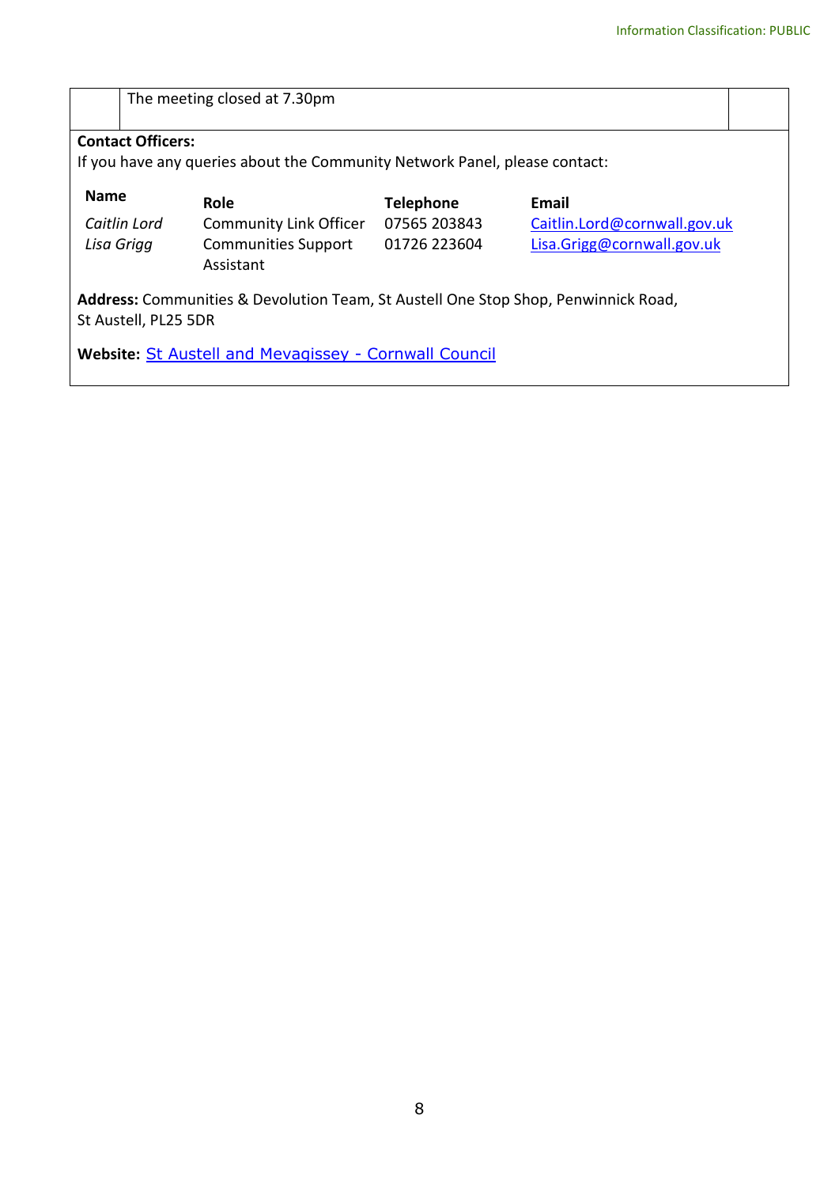| | | |
|---|---|---|
| | The meeting closed at 7.30pm | |

**Contact Officers:**
If you have any queries about the Community Network Panel, please contact:

| Name | Role | Telephone | Email |
|---|---|---|---|
| *Caitlin Lord* | Community Link Officer | 07565 203843 | Caitlin.Lord@cornwall.gov.uk |
| *Lisa Grigg* | Communities Support Assistant | 01726 223604 | Lisa.Grigg@cornwall.gov.uk |

**Address:** Communities & Devolution Team, St Austell One Stop Shop, Penwinnick Road, St Austell, PL25 5DR

**Website:** St Austell and Mevagissey - Cornwall Council